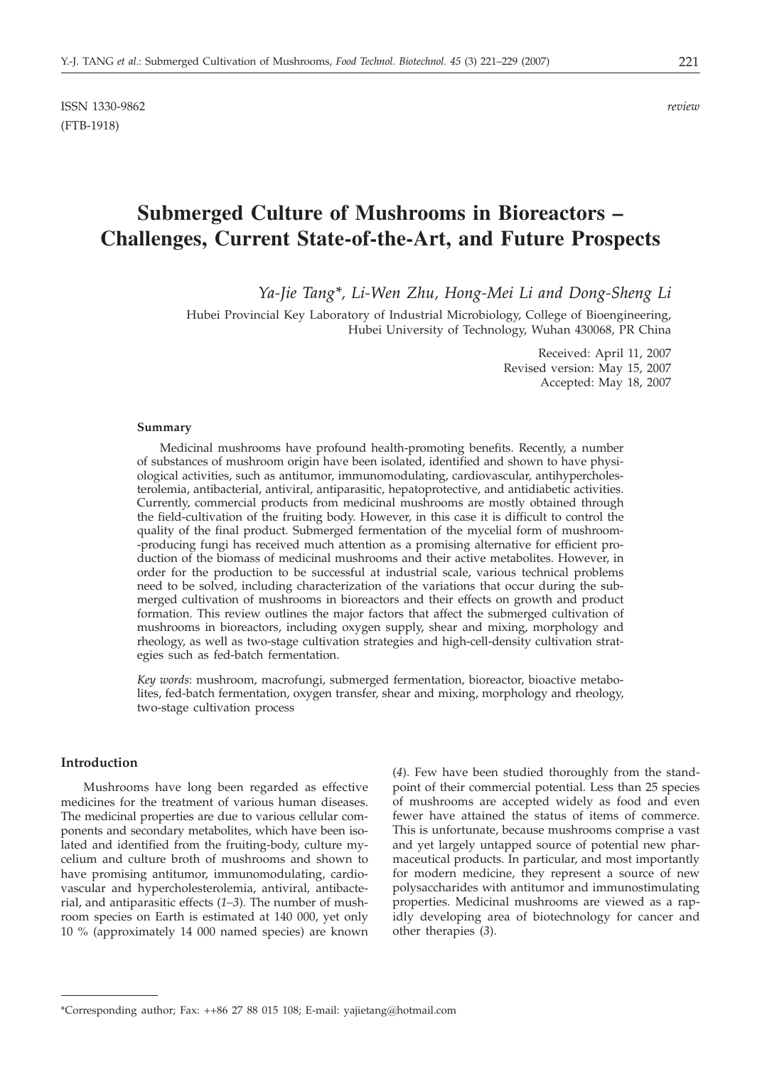ISSN 1330-9862 *review*
(FTB-1918)

# Submerged Culture of Mushrooms in Bioreactors – Challenges, Current State-of-the-Art, and Future Prospects

*Ya-Jie Tang*, Li-Wen Zhu, Hong-Mei Li and Dong-Sheng Li*

Hubei Provincial Key Laboratory of Industrial Microbiology, College of Bioengineering, Hubei University of Technology, Wuhan 430068, PR China

Received: April 11, 2007
Revised version: May 15, 2007
Accepted: May 18, 2007

### Summary

Medicinal mushrooms have profound health-promoting benefits. Recently, a number of substances of mushroom origin have been isolated, identified and shown to have physiological activities, such as antitumor, immunomodulating, cardiovascular, antihypercholesterolemia, antibacterial, antiviral, antiparasitic, hepatoprotective, and antidiabetic activities. Currently, commercial products from medicinal mushrooms are mostly obtained through the field-cultivation of the fruiting body. However, in this case it is difficult to control the quality of the final product. Submerged fermentation of the mycelial form of mushroom-producing fungi has received much attention as a promising alternative for efficient production of the biomass of medicinal mushrooms and their active metabolites. However, in order for the production to be successful at industrial scale, various technical problems need to be solved, including characterization of the variations that occur during the submerged cultivation of mushrooms in bioreactors and their effects on growth and product formation. This review outlines the major factors that affect the submerged cultivation of mushrooms in bioreactors, including oxygen supply, shear and mixing, morphology and rheology, as well as two-stage cultivation strategies and high-cell-density cultivation strategies such as fed-batch fermentation.

*Key words*: mushroom, macrofungi, submerged fermentation, bioreactor, bioactive metabolites, fed-batch fermentation, oxygen transfer, shear and mixing, morphology and rheology, two-stage cultivation process

### Introduction

Mushrooms have long been regarded as effective medicines for the treatment of various human diseases. The medicinal properties are due to various cellular components and secondary metabolites, which have been isolated and identified from the fruiting-body, culture mycelium and culture broth of mushrooms and shown to have promising antitumor, immunomodulating, cardiovascular and hypercholesterolemia, antiviral, antibacterial, and antiparasitic effects (*1–3*). The number of mushroom species on Earth is estimated at 140 000, yet only 10 % (approximately 14 000 named species) are known (*4*). Few have been studied thoroughly from the standpoint of their commercial potential. Less than 25 species of mushrooms are accepted widely as food and even fewer have attained the status of items of commerce. This is unfortunate, because mushrooms comprise a vast and yet largely untapped source of potential new pharmaceutical products. In particular, and most importantly for modern medicine, they represent a source of new polysaccharides with antitumor and immunostimulating properties. Medicinal mushrooms are viewed as a rapidly developing area of biotechnology for cancer and other therapies (*3*).

*Corresponding author; Fax: ++86 27 88 015 108; E-mail: yajietang@hotmail.com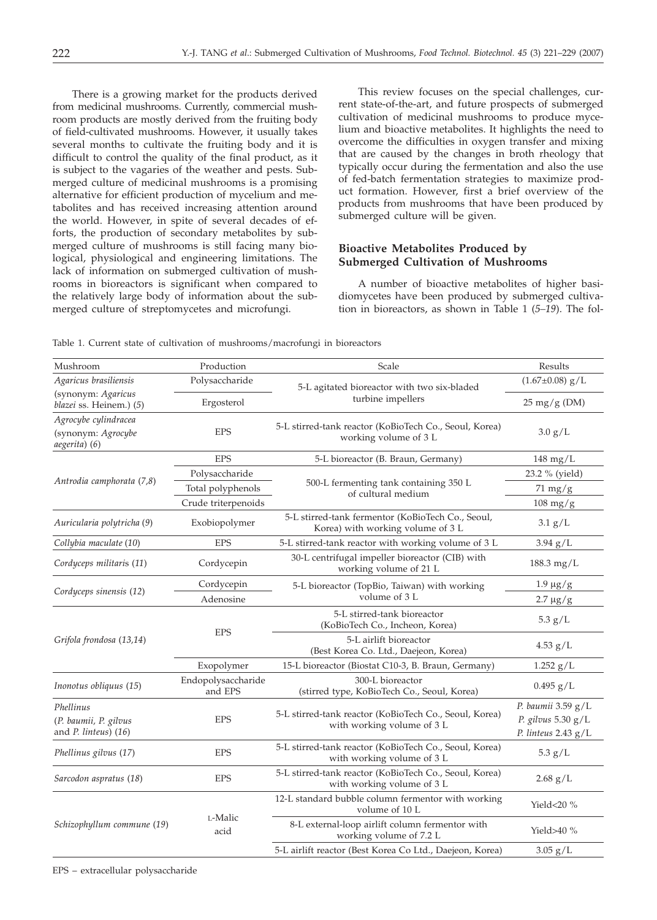There is a growing market for the products derived from medicinal mushrooms. Currently, commercial mushroom products are mostly derived from the fruiting body of field-cultivated mushrooms. However, it usually takes several months to cultivate the fruiting body and it is difficult to control the quality of the final product, as it is subject to the vagaries of the weather and pests. Submerged culture of medicinal mushrooms is a promising alternative for efficient production of mycelium and metabolites and has received increasing attention around the world. However, in spite of several decades of efforts, the production of secondary metabolites by submerged culture of mushrooms is still facing many biological, physiological and engineering limitations. The lack of information on submerged cultivation of mushrooms in bioreactors is significant when compared to the relatively large body of information about the submerged culture of streptomycetes and microfungi.

This review focuses on the special challenges, current state-of-the-art, and future prospects of submerged cultivation of medicinal mushrooms to produce mycelium and bioactive metabolites. It highlights the need to overcome the difficulties in oxygen transfer and mixing that are caused by the changes in broth rheology that typically occur during the fermentation and also the use of fed-batch fermentation strategies to maximize product formation. However, first a brief overview of the products from mushrooms that have been produced by submerged culture will be given.

## Bioactive Metabolites Produced by Submerged Cultivation of Mushrooms

A number of bioactive metabolites of higher basidiomycetes have been produced by submerged cultivation in bioreactors, as shown in Table 1 (*5–19*). The fol-

Table 1. Current state of cultivation of mushrooms/macrofungi in bioreactors

| Mushroom | Production | Scale | Results |
|---|---|---|---|
| *Agaricus brasiliensis* (synonym: *Agaricus blazei* ss. Heinem.) (*5*) | Polysaccharide | 5-L agitated bioreactor with two six-bladed turbine impellers | (1.67±0.08) g/L |
| | Ergosterol | | 25 mg/g (DM) |
| *Agrocybe cylindracea* (synonym: *Agrocybe aegerita*) (*6*) | EPS | 5-L stirred-tank reactor (KoBioTech Co., Seoul, Korea) working volume of 3 L | 3.0 g/L |
| *Antrodia camphorata* (*7,8*) | EPS | 5-L bioreactor (B. Braun, Germany) | 148 mg/L |
| | Polysaccharide | 500-L fermenting tank containing 350 L of cultural medium | 23.2 % (yield) |
| | Total polyphenols | | 71 mg/g |
| | Crude triterpenoids | | 108 mg/g |
| *Auricularia polytricha* (*9*) | Exobiopolymer | 5-L stirred-tank fermentor (KoBioTech Co., Seoul, Korea) with working volume of 3 L | 3.1 g/L |
| *Collybia maculate* (*10*) | EPS | 5-L stirred-tank reactor with working volume of 3 L | 3.94 g/L |
| *Cordyceps militaris* (*11*) | Cordycepin | 30-L centrifugal impeller bioreactor (CIB) with working volume of 21 L | 188.3 mg/L |
| *Cordyceps sinensis* (*12*) | Cordycepin | 5-L bioreactor (TopBio, Taiwan) with working volume of 3 L | 1.9 μg/g |
| | Adenosine | | 2.7 μg/g |
| *Grifola frondosa* (*13,14*) | EPS | 5-L stirred-tank bioreactor (KoBioTech Co., Incheon, Korea) | 5.3 g/L |
| | | 5-L airlift bioreactor (Best Korea Co. Ltd., Daejeon, Korea) | 4.53 g/L |
| | Exopolymer | 15-L bioreactor (Biostat C10-3, B. Braun, Germany) | 1.252 g/L |
| *Inonotus obliquus* (*15*) | Endopolysaccharide and EPS | 300-L bioreactor (stirred type, KoBioTech Co., Seoul, Korea) | 0.495 g/L |
| *Phellinus* (*P. baumii*, *P. gilvus* and *P. linteus*) (*16*) | EPS | 5-L stirred-tank reactor (KoBioTech Co., Seoul, Korea) with working volume of 3 L | *P. baumii* 3.59 g/L<br>*P. gilvus* 5.30 g/L<br>*P. linteus* 2.43 g/L |
| *Phellinus gilvus* (*17*) | EPS | 5-L stirred-tank reactor (KoBioTech Co., Seoul, Korea) with working volume of 3 L | 5.3 g/L |
| *Sarcodon aspratus* (*18*) | EPS | 5-L stirred-tank reactor (KoBioTech Co., Seoul, Korea) with working volume of 3 L | 2.68 g/L |
| *Schizophyllum commune* (*19*) | L-Malic acid | 12-L standard bubble column fermentor with working volume of 10 L | Yield<20 % |
| | | 8-L external-loop airlift column fermentor with working volume of 7.2 L | Yield>40 % |
| | | 5-L airlift reactor (Best Korea Co Ltd., Daejeon, Korea) | 3.05 g/L |

EPS – extracellular polysaccharide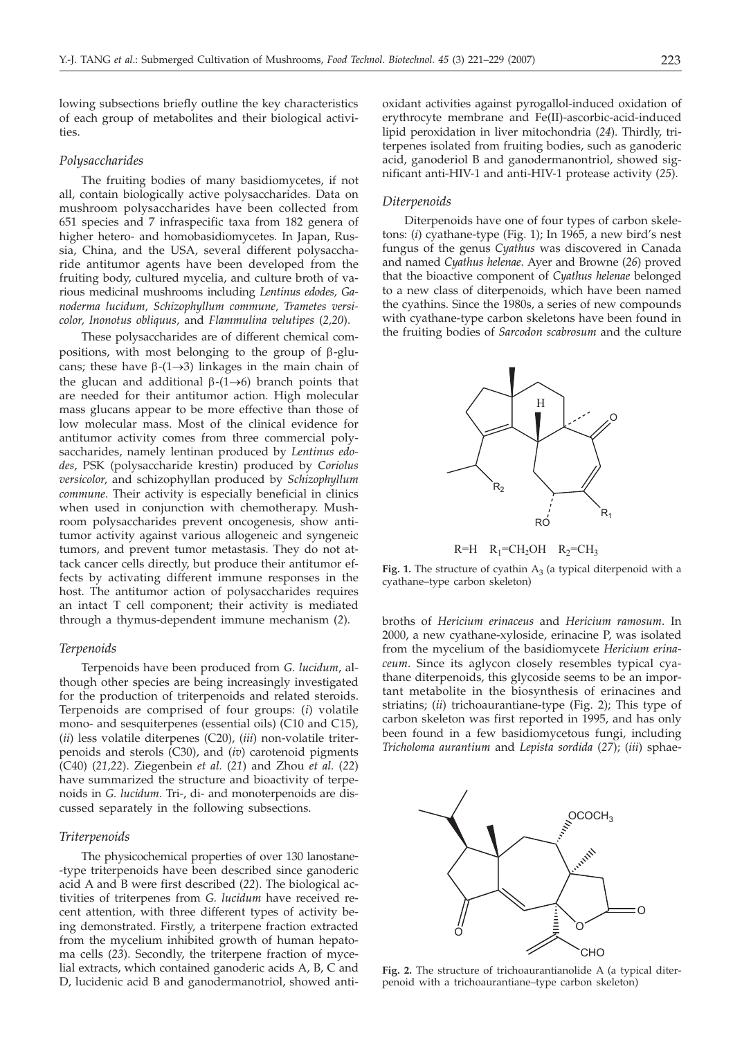lowing subsections briefly outline the key characteristics of each group of metabolites and their biological activities.

### *Polysaccharides*

The fruiting bodies of many basidiomycetes, if not all, contain biologically active polysaccharides. Data on mushroom polysaccharides have been collected from 651 species and 7 infraspecific taxa from 182 genera of higher hetero- and homobasidiomycetes. In Japan, Russia, China, and the USA, several different polysaccharide antitumor agents have been developed from the fruiting body, cultured mycelia, and culture broth of various medicinal mushrooms including *Lentinus edodes, Ganoderma lucidum, Schizophyllum commune, Trametes versicolor, Inonotus obliquus,* and *Flammulina velutipes* (*2,20*).

These polysaccharides are of different chemical compositions, with most belonging to the group of β-glucans; these have β-(1→3) linkages in the main chain of the glucan and additional β-(1→6) branch points that are needed for their antitumor action. High molecular mass glucans appear to be more effective than those of low molecular mass. Most of the clinical evidence for antitumor activity comes from three commercial polysaccharides, namely lentinan produced by *Lentinus edodes*, PSK (polysaccharide krestin) produced by *Coriolus versicolor*, and schizophyllan produced by *Schizophyllum commune*. Their activity is especially beneficial in clinics when used in conjunction with chemotherapy. Mushroom polysaccharides prevent oncogenesis, show antitumor activity against various allogeneic and syngeneic tumors, and prevent tumor metastasis. They do not attack cancer cells directly, but produce their antitumor effects by activating different immune responses in the host. The antitumor action of polysaccharides requires an intact T cell component; their activity is mediated through a thymus-dependent immune mechanism (*2*).

### *Terpenoids*

Terpenoids have been produced from *G. lucidum*, although other species are being increasingly investigated for the production of triterpenoids and related steroids. Terpenoids are comprised of four groups: (*i*) volatile mono- and sesquiterpenes (essential oils) (C10 and C15), (*ii*) less volatile diterpenes (C20), (*iii*) non-volatile triterpenoids and sterols (C30), and (*iv*) carotenoid pigments (C40) (*21,22*). Ziegenbein *et al.* (*21*) and Zhou *et al.* (*22*) have summarized the structure and bioactivity of terpenoids in *G. lucidum*. Tri-, di- and monoterpenoids are discussed separately in the following subsections.

### *Triterpenoids*

The physicochemical properties of over 130 lanostane-type triterpenoids have been described since ganoderic acid A and B were first described (*22*). The biological activities of triterpenes from *G. lucidum* have received recent attention, with three different types of activity being demonstrated. Firstly, a triterpene fraction extracted from the mycelium inhibited growth of human hepatoma cells (*23*). Secondly, the triterpene fraction of mycelial extracts, which contained ganoderic acids A, B, C and D, lucidenic acid B and ganodermanotriol, showed antioxidant activities against pyrogallol-induced oxidation of erythrocyte membrane and Fe(II)-ascorbic-acid-induced lipid peroxidation in liver mitochondria (*24*). Thirdly, triterpenes isolated from fruiting bodies, such as ganoderic acid, ganoderiol B and ganodermanontriol, showed significant anti-HIV-1 and anti-HIV-1 protease activity (*25*).

### *Diterpenoids*

Diterpenoids have one of four types of carbon skeletons: (*i*) cyathane-type (Fig. 1); In 1965, a new bird's nest fungus of the genus *Cyathus* was discovered in Canada and named *Cyathus helenae.* Ayer and Browne (*26*) proved that the bioactive component of *Cyathus helenae* belonged to a new class of diterpenoids, which have been named the cyathins. Since the 1980s, a series of new compounds with cyathane-type carbon skeletons have been found in the fruiting bodies of *Sarcodon scabrosum* and the culture broths of *Hericium erinaceus* and *Hericium ramosum*. In 2000, a new cyathane-xyloside, erinacine P, was isolated from the mycelium of the basidiomycete *Hericium erinaceum*. Since its aglycon closely resembles typical cyathane diterpenoids, this glycoside seems to be an important metabolite in the biosynthesis of erinacines and striatins; (*ii*) trichoaurantiane-type (Fig. 2); This type of carbon skeleton was first reported in 1995, and has only been found in a few basidiomycetous fungi, including *Tricholoma aurantium* and *Lepista sordida* (*27*); (*iii*) sphae-

R=H $R_1$=$CH_2OH$ $R_2$=$CH_3$

**Fig. 1.** The structure of cyathin $A_3$ (a typical diterpenoid with a cyathane–type carbon skeleton)

**Fig. 2.** The structure of trichoaurantianolide A (a typical diterpenoid with a trichoaurantiane–type carbon skeleton)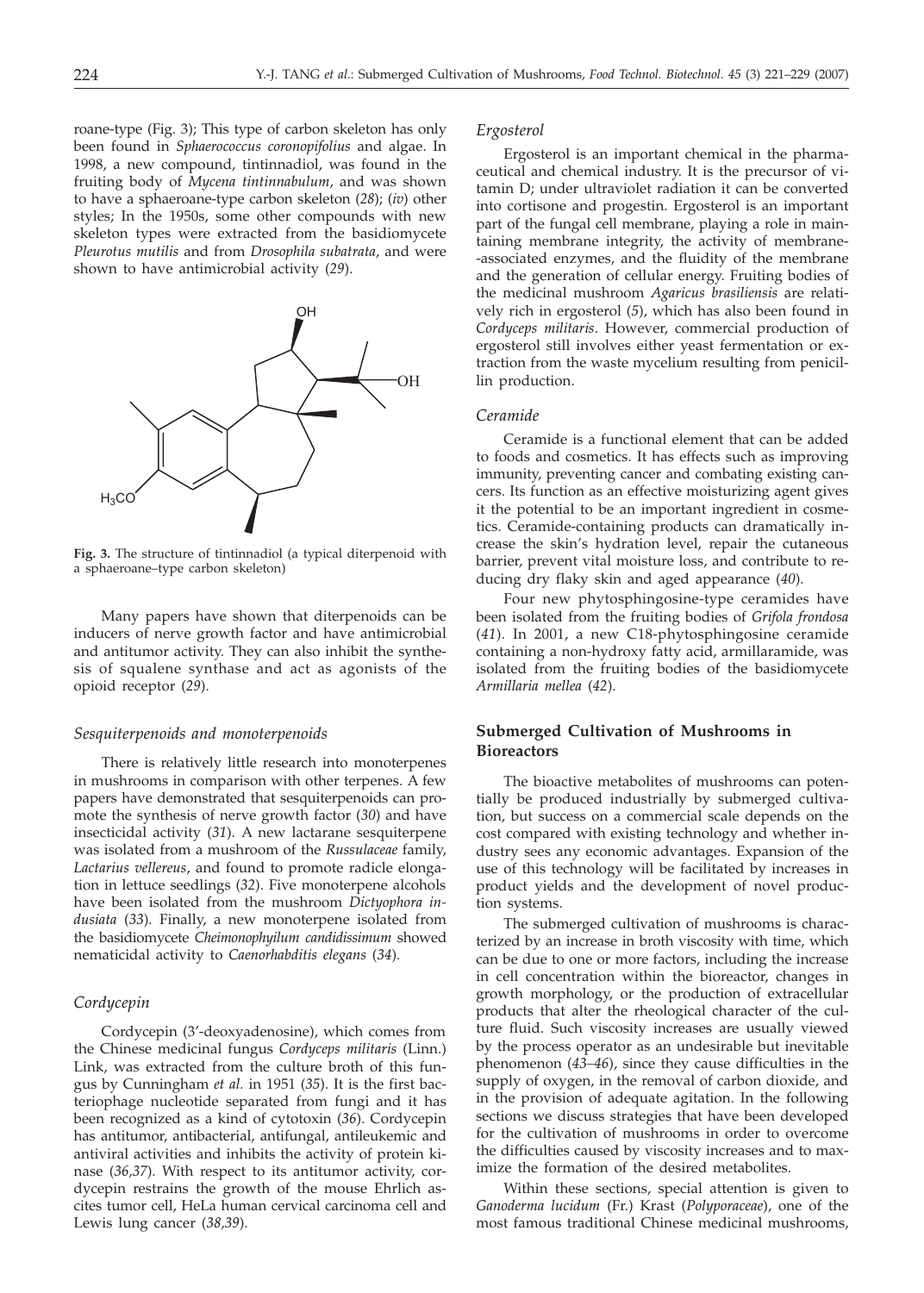roane-type (Fig. 3); This type of carbon skeleton has only been found in *Sphaerococcus coronopifolius* and algae. In 1998, a new compound, tintinnadiol, was found in the fruiting body of *Mycena tintinnabulum*, and was shown to have a sphaeroane-type carbon skeleton (*28*); (*iv*) other styles; In the 1950s, some other compounds with new skeleton types were extracted from the basidiomycete *Pleurotus mutilis* and from *Drosophila subatrata*, and were shown to have antimicrobial activity (*29*).

**Fig. 3.** The structure of tintinnadiol (a typical diterpenoid with a sphaeroane–type carbon skeleton)

Many papers have shown that diterpenoids can be inducers of nerve growth factor and have antimicrobial and antitumor activity. They can also inhibit the synthesis of squalene synthase and act as agonists of the opioid receptor (*29*).

### *Sesquiterpenoids and monoterpenoids*

There is relatively little research into monoterpenes in mushrooms in comparison with other terpenes. A few papers have demonstrated that sesquiterpenoids can promote the synthesis of nerve growth factor (*30*) and have insecticidal activity (*31*). A new lactarane sesquiterpene was isolated from a mushroom of the *Russulaceae* family, *Lactarius vellereus*, and found to promote radicle elongation in lettuce seedlings (*32*). Five monoterpene alcohols have been isolated from the mushroom *Dictyophora indusiata* (*33*). Finally, a new monoterpene isolated from the basidiomycete *Cheimonophyilum candidissimum* showed nematicidal activity to *Caenorhabditis elegans* (*34*).

### *Cordycepin*

Cordycepin (3'-deoxyadenosine), which comes from the Chinese medicinal fungus *Cordyceps militaris* (Linn.) Link, was extracted from the culture broth of this fungus by Cunningham *et al.* in 1951 (*35*). It is the first bacteriophage nucleotide separated from fungi and it has been recognized as a kind of cytotoxin (*36*). Cordycepin has antitumor, antibacterial, antifungal, antileukemic and antiviral activities and inhibits the activity of protein kinase (*36,37*). With respect to its antitumor activity, cordycepin restrains the growth of the mouse Ehrlich ascites tumor cell, HeLa human cervical carcinoma cell and Lewis lung cancer (*38,39*).

### *Ergosterol*

Ergosterol is an important chemical in the pharmaceutical and chemical industry. It is the precursor of vitamin D; under ultraviolet radiation it can be converted into cortisone and progestin. Ergosterol is an important part of the fungal cell membrane, playing a role in maintaining membrane integrity, the activity of membrane-associated enzymes, and the fluidity of the membrane and the generation of cellular energy. Fruiting bodies of the medicinal mushroom *Agaricus brasiliensis* are relatively rich in ergosterol (*5*), which has also been found in *Cordyceps militaris*. However, commercial production of ergosterol still involves either yeast fermentation or extraction from the waste mycelium resulting from penicillin production.

### *Ceramide*

Ceramide is a functional element that can be added to foods and cosmetics. It has effects such as improving immunity, preventing cancer and combating existing cancers. Its function as an effective moisturizing agent gives it the potential to be an important ingredient in cosmetics. Ceramide-containing products can dramatically increase the skin's hydration level, repair the cutaneous barrier, prevent vital moisture loss, and contribute to reducing dry flaky skin and aged appearance (*40*).

Four new phytosphingosine-type ceramides have been isolated from the fruiting bodies of *Grifola frondosa* (*41*). In 2001, a new C18-phytosphingosine ceramide containing a non-hydroxy fatty acid, armillaramide, was isolated from the fruiting bodies of the basidiomycete *Armillaria mellea* (*42*).

## Submerged Cultivation of Mushrooms in Bioreactors

The bioactive metabolites of mushrooms can potentially be produced industrially by submerged cultivation, but success on a commercial scale depends on the cost compared with existing technology and whether industry sees any economic advantages. Expansion of the use of this technology will be facilitated by increases in product yields and the development of novel production systems.

The submerged cultivation of mushrooms is characterized by an increase in broth viscosity with time, which can be due to one or more factors, including the increase in cell concentration within the bioreactor, changes in growth morphology, or the production of extracellular products that alter the rheological character of the culture fluid. Such viscosity increases are usually viewed by the process operator as an undesirable but inevitable phenomenon (*43–46*), since they cause difficulties in the supply of oxygen, in the removal of carbon dioxide, and in the provision of adequate agitation. In the following sections we discuss strategies that have been developed for the cultivation of mushrooms in order to overcome the difficulties caused by viscosity increases and to maximize the formation of the desired metabolites.

Within these sections, special attention is given to *Ganoderma lucidum* (Fr.) Krast (*Polyporaceae*), one of the most famous traditional Chinese medicinal mushrooms,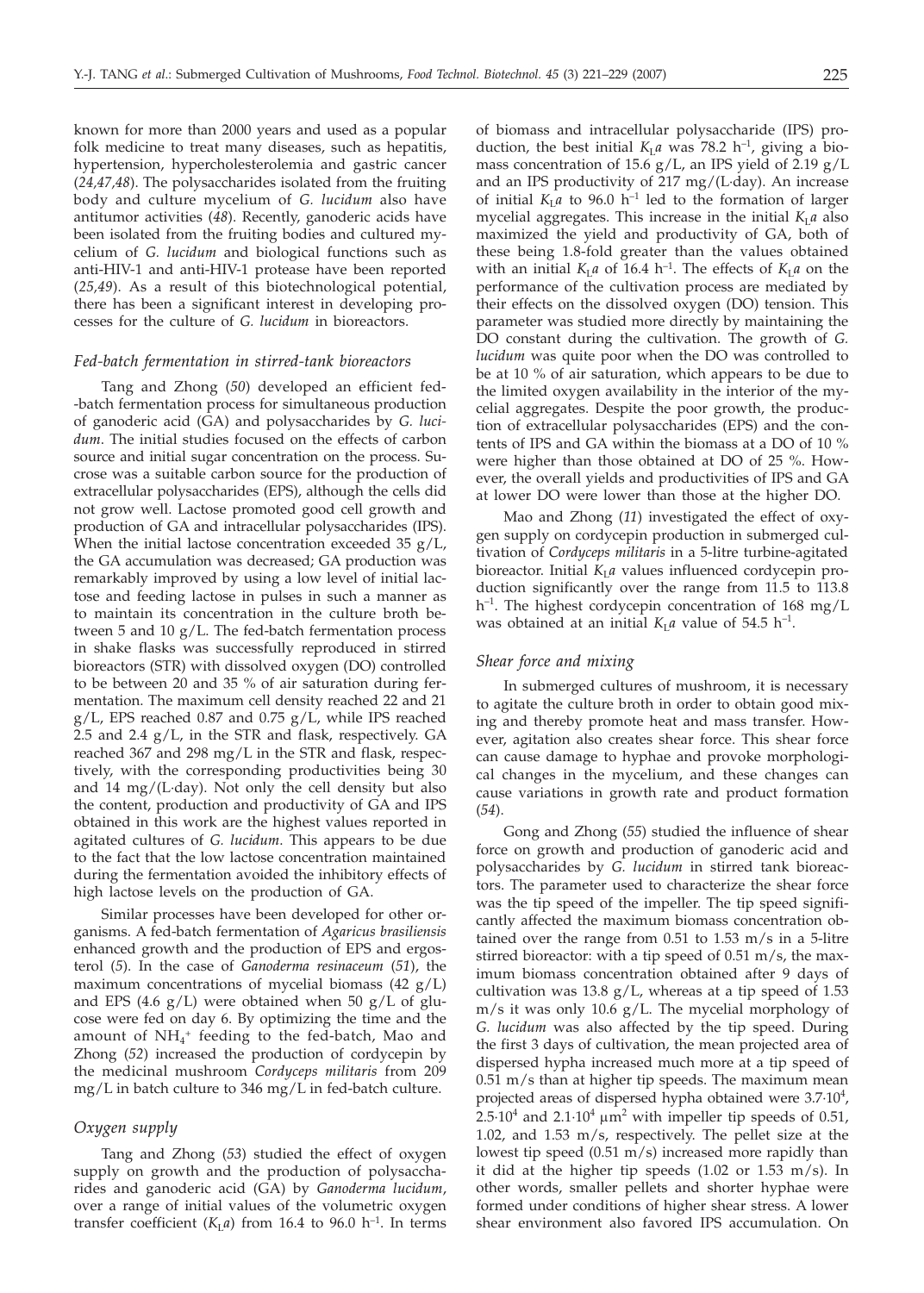known for more than 2000 years and used as a popular folk medicine to treat many diseases, such as hepatitis, hypertension, hypercholesterolemia and gastric cancer (*24,47,48*). The polysaccharides isolated from the fruiting body and culture mycelium of *G. lucidum* also have antitumor activities (*48*). Recently, ganoderic acids have been isolated from the fruiting bodies and cultured mycelium of *G. lucidum* and biological functions such as anti-HIV-1 and anti-HIV-1 protease have been reported (*25,49*). As a result of this biotechnological potential, there has been a significant interest in developing processes for the culture of *G. lucidum* in bioreactors.

### *Fed-batch fermentation in stirred-tank bioreactors*

Tang and Zhong (*50*) developed an efficient fed-batch fermentation process for simultaneous production of ganoderic acid (GA) and polysaccharides by *G. lucidum*. The initial studies focused on the effects of carbon source and initial sugar concentration on the process. Sucrose was a suitable carbon source for the production of extracellular polysaccharides (EPS), although the cells did not grow well. Lactose promoted good cell growth and production of GA and intracellular polysaccharides (IPS). When the initial lactose concentration exceeded 35 g/L, the GA accumulation was decreased; GA production was remarkably improved by using a low level of initial lactose and feeding lactose in pulses in such a manner as to maintain its concentration in the culture broth between 5 and 10 g/L. The fed-batch fermentation process in shake flasks was successfully reproduced in stirred bioreactors (STR) with dissolved oxygen (DO) controlled to be between 20 and 35 % of air saturation during fermentation. The maximum cell density reached 22 and 21 g/L, EPS reached 0.87 and 0.75 g/L, while IPS reached 2.5 and 2.4 g/L, in the STR and flask, respectively. GA reached 367 and 298 mg/L in the STR and flask, respectively, with the corresponding productivities being 30 and 14 mg/(L·day). Not only the cell density but also the content, production and productivity of GA and IPS obtained in this work are the highest values reported in agitated cultures of *G. lucidum*. This appears to be due to the fact that the low lactose concentration maintained during the fermentation avoided the inhibitory effects of high lactose levels on the production of GA.

Similar processes have been developed for other organisms. A fed-batch fermentation of *Agaricus brasiliensis* enhanced growth and the production of EPS and ergosterol (*5*). In the case of *Ganoderma resinaceum* (*51*), the maximum concentrations of mycelial biomass (42 g/L) and EPS (4.6 g/L) were obtained when 50 g/L of glucose were fed on day 6. By optimizing the time and the amount of $NH_4^+$ feeding to the fed-batch, Mao and Zhong (*52*) increased the production of cordycepin by the medicinal mushroom *Cordyceps militaris* from 209 mg/L in batch culture to 346 mg/L in fed-batch culture.

### *Oxygen supply*

Tang and Zhong (*53*) studied the effect of oxygen supply on growth and the production of polysaccharides and ganoderic acid (GA) by *Ganoderma lucidum*, over a range of initial values of the volumetric oxygen transfer coefficient ($K_La$) from 16.4 to 96.0 $h^{-1}$. In terms of biomass and intracellular polysaccharide (IPS) production, the best initial $K_La$ was 78.2 $h^{-1}$, giving a biomass concentration of 15.6 g/L, an IPS yield of 2.19 g/L and an IPS productivity of 217 mg/(L·day). An increase of initial $K_La$ to 96.0 $h^{-1}$ led to the formation of larger mycelial aggregates. This increase in the initial $K_La$ also maximized the yield and productivity of GA, both of these being 1.8-fold greater than the values obtained with an initial $K_La$ of 16.4 $h^{-1}$. The effects of $K_La$ on the performance of the cultivation process are mediated by their effects on the dissolved oxygen (DO) tension. This parameter was studied more directly by maintaining the DO constant during the cultivation. The growth of *G. lucidum* was quite poor when the DO was controlled to be at 10 % of air saturation, which appears to be due to the limited oxygen availability in the interior of the mycelial aggregates. Despite the poor growth, the production of extracellular polysaccharides (EPS) and the contents of IPS and GA within the biomass at a DO of 10 % were higher than those obtained at DO of 25 %. However, the overall yields and productivities of IPS and GA at lower DO were lower than those at the higher DO.

Mao and Zhong (*11*) investigated the effect of oxygen supply on cordycepin production in submerged cultivation of *Cordyceps militaris* in a 5-litre turbine-agitated bioreactor. Initial $K_La$ values influenced cordycepin production significantly over the range from 11.5 to 113.8 $h^{-1}$. The highest cordycepin concentration of 168 mg/L was obtained at an initial $K_La$ value of 54.5 $h^{-1}$.

### *Shear force and mixing*

In submerged cultures of mushroom, it is necessary to agitate the culture broth in order to obtain good mixing and thereby promote heat and mass transfer. However, agitation also creates shear force. This shear force can cause damage to hyphae and provoke morphological changes in the mycelium, and these changes can cause variations in growth rate and product formation (*54*).

Gong and Zhong (*55*) studied the influence of shear force on growth and production of ganoderic acid and polysaccharides by *G. lucidum* in stirred tank bioreactors. The parameter used to characterize the shear force was the tip speed of the impeller. The tip speed significantly affected the maximum biomass concentration obtained over the range from 0.51 to 1.53 m/s in a 5-litre stirred bioreactor: with a tip speed of 0.51 m/s, the maximum biomass concentration obtained after 9 days of cultivation was 13.8 g/L, whereas at a tip speed of 1.53 m/s it was only 10.6 g/L. The mycelial morphology of *G. lucidum* was also affected by the tip speed. During the first 3 days of cultivation, the mean projected area of dispersed hypha increased much more at a tip speed of 0.51 m/s than at higher tip speeds. The maximum mean projected areas of dispersed hypha obtained were $3.7 \cdot 10^4$, $2.5 \cdot 10^4$ and $2.1 \cdot 10^4$ $\mu m^2$ with impeller tip speeds of 0.51, 1.02, and 1.53 m/s, respectively. The pellet size at the lowest tip speed (0.51 m/s) increased more rapidly than it did at the higher tip speeds (1.02 or 1.53 m/s). In other words, smaller pellets and shorter hyphae were formed under conditions of higher shear stress. A lower shear environment also favored IPS accumulation. On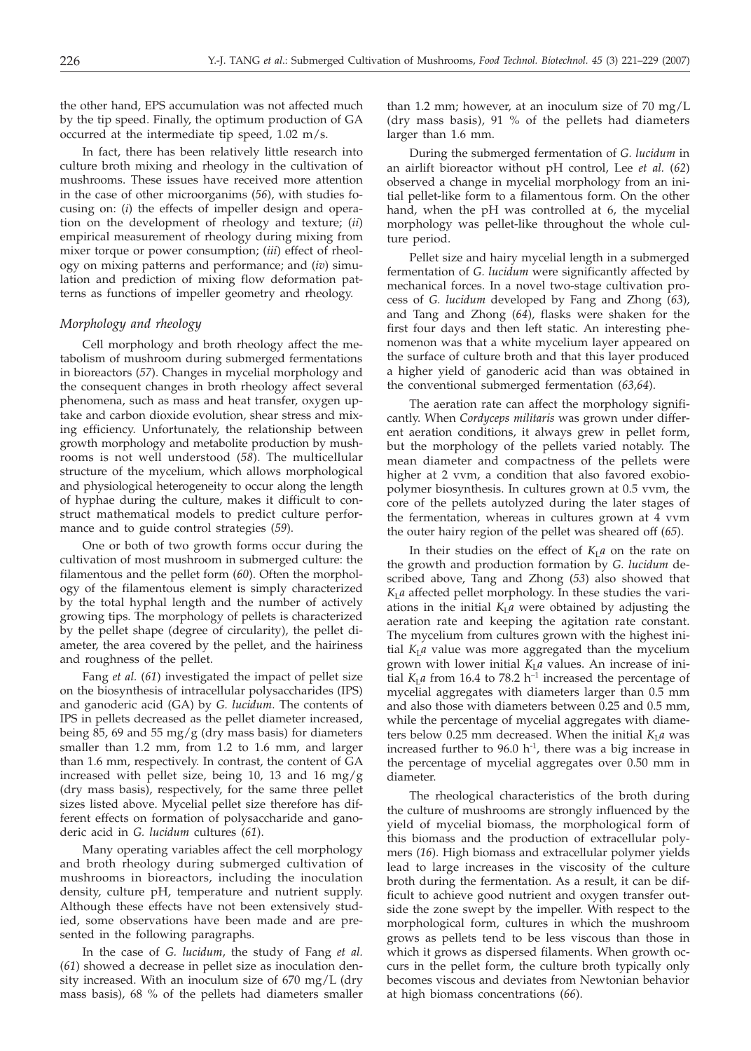the other hand, EPS accumulation was not affected much by the tip speed. Finally, the optimum production of GA occurred at the intermediate tip speed, 1.02 m/s.

In fact, there has been relatively little research into culture broth mixing and rheology in the cultivation of mushrooms. These issues have received more attention in the case of other microorganims (*56*), with studies focusing on: (*i*) the effects of impeller design and operation on the development of rheology and texture; (*ii*) empirical measurement of rheology during mixing from mixer torque or power consumption; (*iii*) effect of rheology on mixing patterns and performance; and (*iv*) simulation and prediction of mixing flow deformation patterns as functions of impeller geometry and rheology.

### *Morphology and rheology*

Cell morphology and broth rheology affect the metabolism of mushroom during submerged fermentations in bioreactors (*57*). Changes in mycelial morphology and the consequent changes in broth rheology affect several phenomena, such as mass and heat transfer, oxygen uptake and carbon dioxide evolution, shear stress and mixing efficiency. Unfortunately, the relationship between growth morphology and metabolite production by mushrooms is not well understood (*58*). The multicellular structure of the mycelium, which allows morphological and physiological heterogeneity to occur along the length of hyphae during the culture, makes it difficult to construct mathematical models to predict culture performance and to guide control strategies (*59*).

One or both of two growth forms occur during the cultivation of most mushroom in submerged culture: the filamentous and the pellet form (*60*). Often the morphology of the filamentous element is simply characterized by the total hyphal length and the number of actively growing tips. The morphology of pellets is characterized by the pellet shape (degree of circularity), the pellet diameter, the area covered by the pellet, and the hairiness and roughness of the pellet.

Fang *et al.* (*61*) investigated the impact of pellet size on the biosynthesis of intracellular polysaccharides (IPS) and ganoderic acid (GA) by *G. lucidum*. The contents of IPS in pellets decreased as the pellet diameter increased, being 85, 69 and 55 mg/g (dry mass basis) for diameters smaller than 1.2 mm, from 1.2 to 1.6 mm, and larger than 1.6 mm, respectively. In contrast, the content of GA increased with pellet size, being 10, 13 and 16 mg/g (dry mass basis), respectively, for the same three pellet sizes listed above. Mycelial pellet size therefore has different effects on formation of polysaccharide and ganoderic acid in *G. lucidum* cultures (*61*).

Many operating variables affect the cell morphology and broth rheology during submerged cultivation of mushrooms in bioreactors, including the inoculation density, culture pH, temperature and nutrient supply. Although these effects have not been extensively studied, some observations have been made and are presented in the following paragraphs.

In the case of *G. lucidum*, the study of Fang *et al.* (*61*) showed a decrease in pellet size as inoculation density increased. With an inoculum size of 670 mg/L (dry mass basis), 68 % of the pellets had diameters smaller than 1.2 mm; however, at an inoculum size of 70 mg/L (dry mass basis), 91 % of the pellets had diameters larger than 1.6 mm.

During the submerged fermentation of *G. lucidum* in an airlift bioreactor without pH control, Lee *et al.* (*62*) observed a change in mycelial morphology from an initial pellet-like form to a filamentous form. On the other hand, when the pH was controlled at 6, the mycelial morphology was pellet-like throughout the whole culture period.

Pellet size and hairy mycelial length in a submerged fermentation of *G. lucidum* were significantly affected by mechanical forces. In a novel two-stage cultivation process of *G. lucidum* developed by Fang and Zhong (*63*), and Tang and Zhong (*64*), flasks were shaken for the first four days and then left static. An interesting phenomenon was that a white mycelium layer appeared on the surface of culture broth and that this layer produced a higher yield of ganoderic acid than was obtained in the conventional submerged fermentation (*63,64*).

The aeration rate can affect the morphology significantly. When *Cordyceps militaris* was grown under different aeration conditions, it always grew in pellet form, but the morphology of the pellets varied notably. The mean diameter and compactness of the pellets were higher at 2 vvm, a condition that also favored exobiopolymer biosynthesis. In cultures grown at 0.5 vvm, the core of the pellets autolyzed during the later stages of the fermentation, whereas in cultures grown at 4 vvm the outer hairy region of the pellet was sheared off (*65*).

In their studies on the effect of $K_La$ on the rate on the growth and production formation by *G. lucidum* described above, Tang and Zhong (*53*) also showed that $K_La$ affected pellet morphology. In these studies the variations in the initial $K_La$ were obtained by adjusting the aeration rate and keeping the agitation rate constant. The mycelium from cultures grown with the highest initial $K_La$ value was more aggregated than the mycelium grown with lower initial $K_La$ values. An increase of initial $K_La$ from 16.4 to 78.2 $h^{-1}$ increased the percentage of mycelial aggregates with diameters larger than 0.5 mm and also those with diameters between 0.25 and 0.5 mm, while the percentage of mycelial aggregates with diameters below 0.25 mm decreased. When the initial $K_La$ was increased further to 96.0 $h^{-1}$, there was a big increase in the percentage of mycelial aggregates over 0.50 mm in diameter.

The rheological characteristics of the broth during the culture of mushrooms are strongly influenced by the yield of mycelial biomass, the morphological form of this biomass and the production of extracellular polymers (*16*). High biomass and extracellular polymer yields lead to large increases in the viscosity of the culture broth during the fermentation. As a result, it can be difficult to achieve good nutrient and oxygen transfer outside the zone swept by the impeller. With respect to the morphological form, cultures in which the mushroom grows as pellets tend to be less viscous than those in which it grows as dispersed filaments. When growth occurs in the pellet form, the culture broth typically only becomes viscous and deviates from Newtonian behavior at high biomass concentrations (*66*).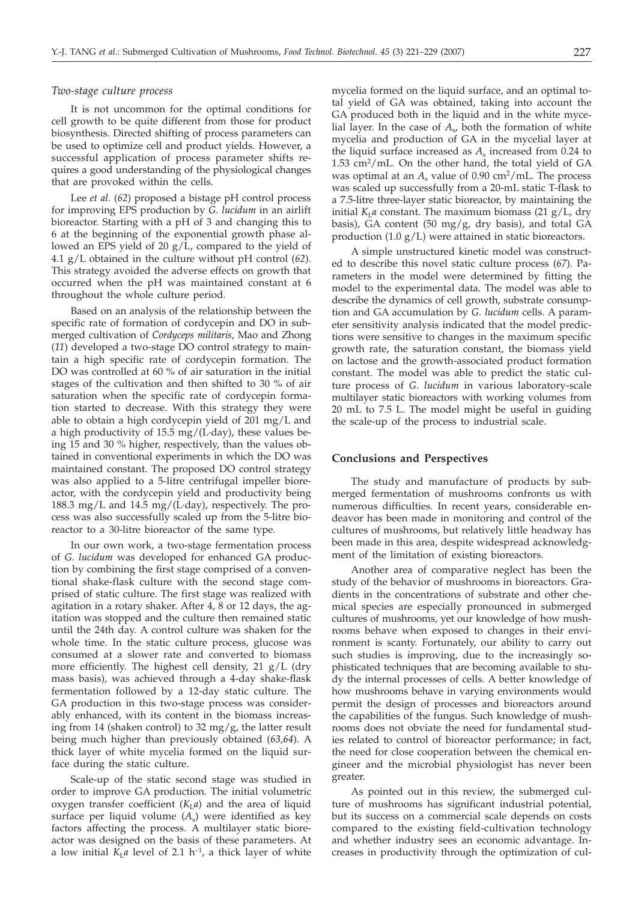### *Two-stage culture process*

It is not uncommon for the optimal conditions for cell growth to be quite different from those for product biosynthesis. Directed shifting of process parameters can be used to optimize cell and product yields. However, a successful application of process parameter shifts requires a good understanding of the physiological changes that are provoked within the cells.

Lee *et al.* (*62*) proposed a bistage pH control process for improving EPS production by *G. lucidum* in an airlift bioreactor. Starting with a pH of 3 and changing this to 6 at the beginning of the exponential growth phase allowed an EPS yield of 20 g/L, compared to the yield of 4.1 g/L obtained in the culture without pH control (*62*). This strategy avoided the adverse effects on growth that occurred when the pH was maintained constant at 6 throughout the whole culture period.

Based on an analysis of the relationship between the specific rate of formation of cordycepin and DO in submerged cultivation of *Cordyceps militaris*, Mao and Zhong (*11*) developed a two-stage DO control strategy to maintain a high specific rate of cordycepin formation. The DO was controlled at 60 % of air saturation in the initial stages of the cultivation and then shifted to 30 % of air saturation when the specific rate of cordycepin formation started to decrease. With this strategy they were able to obtain a high cordycepin yield of 201 mg/L and a high productivity of 15.5 mg/(L·day), these values being 15 and 30 % higher, respectively, than the values obtained in conventional experiments in which the DO was maintained constant. The proposed DO control strategy was also applied to a 5-litre centrifugal impeller bioreactor, with the cordycepin yield and productivity being 188.3 mg/L and 14.5 mg/(L·day), respectively. The process was also successfully scaled up from the 5-litre bioreactor to a 30-litre bioreactor of the same type.

In our own work, a two-stage fermentation process of *G. lucidum* was developed for enhanced GA production by combining the first stage comprised of a conventional shake-flask culture with the second stage comprised of static culture. The first stage was realized with agitation in a rotary shaker. After 4, 8 or 12 days, the agitation was stopped and the culture then remained static until the 24th day. A control culture was shaken for the whole time. In the static culture process, glucose was consumed at a slower rate and converted to biomass more efficiently. The highest cell density, 21 g/L (dry mass basis), was achieved through a 4-day shake-flask fermentation followed by a 12-day static culture. The GA production in this two-stage process was considerably enhanced, with its content in the biomass increasing from 14 (shaken control) to 32 mg/g, the latter result being much higher than previously obtained (*63,64*). A thick layer of white mycelia formed on the liquid surface during the static culture.

Scale-up of the static second stage was studied in order to improve GA production. The initial volumetric oxygen transfer coefficient ($K_La$) and the area of liquid surface per liquid volume ($A_s$) were identified as key factors affecting the process. A multilayer static bioreactor was designed on the basis of these parameters. At a low initial $K_La$ level of 2.1 $h^{-1}$, a thick layer of white mycelia formed on the liquid surface, and an optimal total yield of GA was obtained, taking into account the GA produced both in the liquid and in the white mycelial layer. In the case of $A_s$, both the formation of white mycelia and production of GA in the mycelial layer at the liquid surface increased as $A_s$ increased from 0.24 to 1.53 $cm^2/mL$. On the other hand, the total yield of GA was optimal at an $A_s$ value of 0.90 $cm^2/mL$. The process was scaled up successfully from a 20-mL static T-flask to a 7.5-litre three-layer static bioreactor, by maintaining the initial $K_La$ constant. The maximum biomass (21 g/L, dry basis), GA content (50 mg/g, dry basis), and total GA production (1.0 g/L) were attained in static bioreactors.

A simple unstructured kinetic model was constructed to describe this novel static culture process (*67*). Parameters in the model were determined by fitting the model to the experimental data. The model was able to describe the dynamics of cell growth, substrate consumption and GA accumulation by *G. lucidum* cells. A parameter sensitivity analysis indicated that the model predictions were sensitive to changes in the maximum specific growth rate, the saturation constant, the biomass yield on lactose and the growth-associated product formation constant. The model was able to predict the static culture process of *G. lucidum* in various laboratory-scale multilayer static bioreactors with working volumes from 20 mL to 7.5 L. The model might be useful in guiding the scale-up of the process to industrial scale.

## Conclusions and Perspectives

The study and manufacture of products by submerged fermentation of mushrooms confronts us with numerous difficulties. In recent years, considerable endeavor has been made in monitoring and control of the cultures of mushrooms, but relatively little headway has been made in this area, despite widespread acknowledgment of the limitation of existing bioreactors.

Another area of comparative neglect has been the study of the behavior of mushrooms in bioreactors. Gradients in the concentrations of substrate and other chemical species are especially pronounced in submerged cultures of mushrooms, yet our knowledge of how mushrooms behave when exposed to changes in their environment is scanty. Fortunately, our ability to carry out such studies is improving, due to the increasingly sophisticated techniques that are becoming available to study the internal processes of cells. A better knowledge of how mushrooms behave in varying environments would permit the design of processes and bioreactors around the capabilities of the fungus. Such knowledge of mushrooms does not obviate the need for fundamental studies related to control of bioreactor performance; in fact, the need for close cooperation between the chemical engineer and the microbial physiologist has never been greater.

As pointed out in this review, the submerged culture of mushrooms has significant industrial potential, but its success on a commercial scale depends on costs compared to the existing field-cultivation technology and whether industry sees an economic advantage. Increases in productivity through the optimization of cul-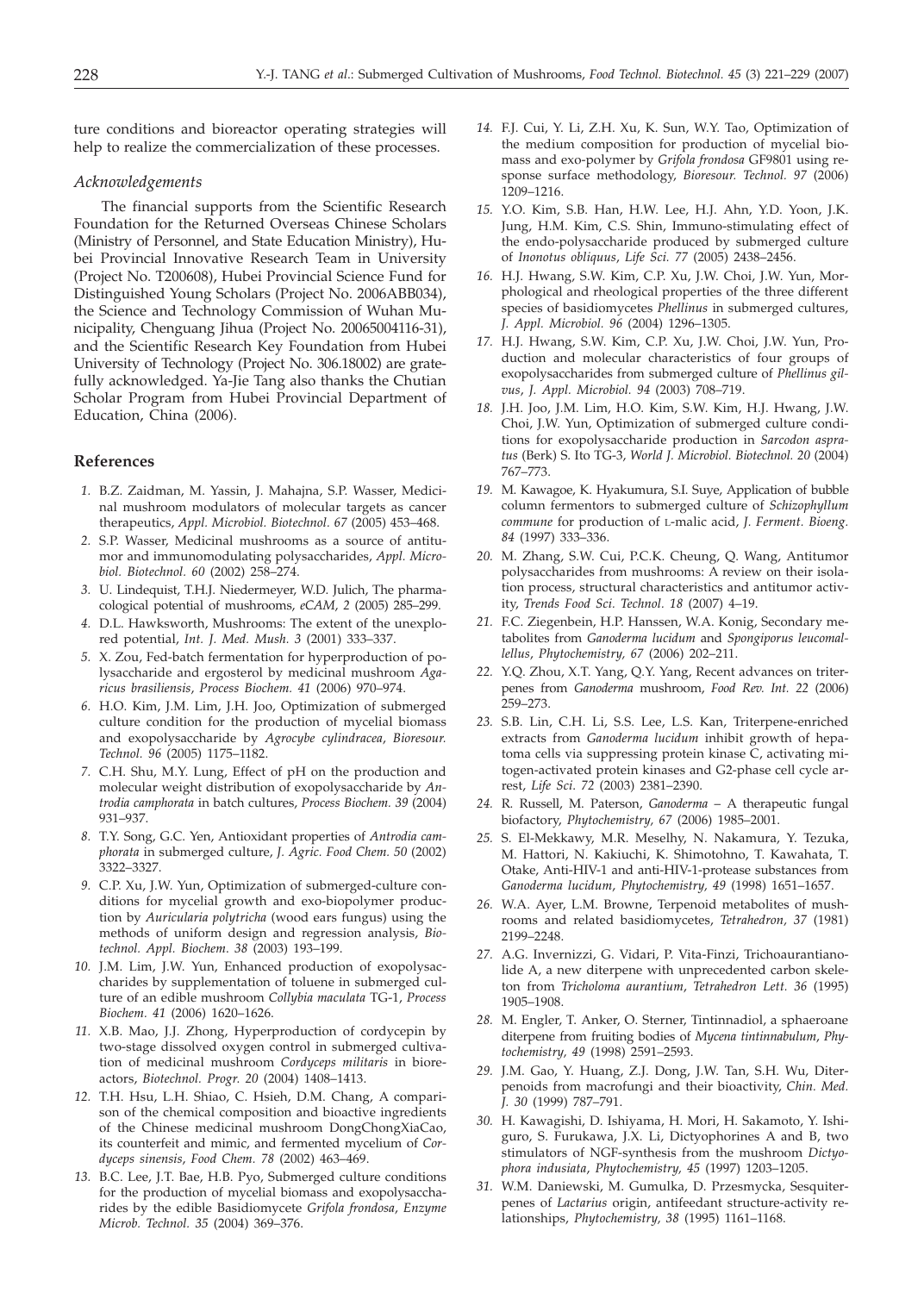ture conditions and bioreactor operating strategies will help to realize the commercialization of these processes.

### *Acknowledgements*

The financial supports from the Scientific Research Foundation for the Returned Overseas Chinese Scholars (Ministry of Personnel, and State Education Ministry), Hubei Provincial Innovative Research Team in University (Project No. T200608), Hubei Provincial Science Fund for Distinguished Young Scholars (Project No. 2006ABB034), the Science and Technology Commission of Wuhan Municipality, Chenguang Jihua (Project No. 20065004116-31), and the Scientific Research Key Foundation from Hubei University of Technology (Project No. 306.18002) are gratefully acknowledged. Ya-Jie Tang also thanks the Chutian Scholar Program from Hubei Provincial Department of Education, China (2006).

## References

1. B.Z. Zaidman, M. Yassin, J. Mahajna, S.P. Wasser, Medicinal mushroom modulators of molecular targets as cancer therapeutics, *Appl. Microbiol. Biotechnol. 67* (2005) 453–468.
2. S.P. Wasser, Medicinal mushrooms as a source of antitumor and immunomodulating polysaccharides, *Appl. Microbiol. Biotechnol. 60* (2002) 258–274.
3. U. Lindequist, T.H.J. Niedermeyer, W.D. Julich, The pharmacological potential of mushrooms, *eCAM, 2* (2005) 285–299.
4. D.L. Hawksworth, Mushrooms: The extent of the unexplored potential, *Int. J. Med. Mush. 3* (2001) 333–337.
5. X. Zou, Fed-batch fermentation for hyperproduction of polysaccharide and ergosterol by medicinal mushroom *Agaricus brasiliensis*, *Process Biochem. 41* (2006) 970–974.
6. H.O. Kim, J.M. Lim, J.H. Joo, Optimization of submerged culture condition for the production of mycelial biomass and exopolysaccharide by *Agrocybe cylindracea*, *Bioresour. Technol. 96* (2005) 1175–1182.
7. C.H. Shu, M.Y. Lung, Effect of pH on the production and molecular weight distribution of exopolysaccharide by *Antrodia camphorata* in batch cultures, *Process Biochem. 39* (2004) 931–937.
8. T.Y. Song, G.C. Yen, Antioxidant properties of *Antrodia camphorata* in submerged culture, *J. Agric. Food Chem. 50* (2002) 3322–3327.
9. C.P. Xu, J.W. Yun, Optimization of submerged-culture conditions for mycelial growth and exo-biopolymer production by *Auricularia polytricha* (wood ears fungus) using the methods of uniform design and regression analysis, *Biotechnol. Appl. Biochem. 38* (2003) 193–199.
10. J.M. Lim, J.W. Yun, Enhanced production of exopolysaccharides by supplementation of toluene in submerged culture of an edible mushroom *Collybia maculata* TG-1, *Process Biochem. 41* (2006) 1620–1626.
11. X.B. Mao, J.J. Zhong, Hyperproduction of cordycepin by two-stage dissolved oxygen control in submerged cultivation of medicinal mushroom *Cordyceps militaris* in bioreactors, *Biotechnol. Progr. 20* (2004) 1408–1413.
12. T.H. Hsu, L.H. Shiao, C. Hsieh, D.M. Chang, A comparison of the chemical composition and bioactive ingredients of the Chinese medicinal mushroom DongChongXiaCao, its counterfeit and mimic, and fermented mycelium of *Cordyceps sinensis*, *Food Chem. 78* (2002) 463–469.
13. B.C. Lee, J.T. Bae, H.B. Pyo, Submerged culture conditions for the production of mycelial biomass and exopolysaccharides by the edible Basidiomycete *Grifola frondosa*, *Enzyme Microb. Technol. 35* (2004) 369–376.
14. F.J. Cui, Y. Li, Z.H. Xu, K. Sun, W.Y. Tao, Optimization of the medium composition for production of mycelial biomass and exo-polymer by *Grifola frondosa* GF9801 using response surface methodology, *Bioresour. Technol. 97* (2006) 1209–1216.
15. Y.O. Kim, S.B. Han, H.W. Lee, H.J. Ahn, Y.D. Yoon, J.K. Jung, H.M. Kim, C.S. Shin, Immuno-stimulating effect of the endo-polysaccharide produced by submerged culture of *Inonotus obliquus*, *Life Sci. 77* (2005) 2438–2456.
16. H.J. Hwang, S.W. Kim, C.P. Xu, J.W. Choi, J.W. Yun, Morphological and rheological properties of the three different species of basidiomycetes *Phellinus* in submerged cultures, *J. Appl. Microbiol. 96* (2004) 1296–1305.
17. H.J. Hwang, S.W. Kim, C.P. Xu, J.W. Choi, J.W. Yun, Production and molecular characteristics of four groups of exopolysaccharides from submerged culture of *Phellinus gilvus*, *J. Appl. Microbiol. 94* (2003) 708–719.
18. J.H. Joo, J.M. Lim, H.O. Kim, S.W. Kim, H.J. Hwang, J.W. Choi, J.W. Yun, Optimization of submerged culture conditions for exopolysaccharide production in *Sarcodon aspratus* (Berk) S. Ito TG-3, *World J. Microbiol. Biotechnol. 20* (2004) 767–773.
19. M. Kawagoe, K. Hyakumura, S.I. Suye, Application of bubble column fermentors to submerged culture of *Schizophyllum commune* for production of L-malic acid, *J. Ferment. Bioeng. 84* (1997) 333–336.
20. M. Zhang, S.W. Cui, P.C.K. Cheung, Q. Wang, Antitumor polysaccharides from mushrooms: A review on their isolation process, structural characteristics and antitumor activity, *Trends Food Sci. Technol. 18* (2007) 4–19.
21. F.C. Ziegenbein, H.P. Hanssen, W.A. Konig, Secondary metabolites from *Ganoderma lucidum* and *Spongiporus leucomallellus*, *Phytochemistry, 67* (2006) 202–211.
22. Y.Q. Zhou, X.T. Yang, Q.Y. Yang, Recent advances on triterpenes from *Ganoderma* mushroom, *Food Rev. Int. 22* (2006) 259–273.
23. S.B. Lin, C.H. Li, S.S. Lee, L.S. Kan, Triterpene-enriched extracts from *Ganoderma lucidum* inhibit growth of hepatoma cells via suppressing protein kinase C, activating mitogen-activated protein kinases and G2-phase cell cycle arrest, *Life Sci. 72* (2003) 2381–2390.
24. R. Russell, M. Paterson, *Ganoderma* – A therapeutic fungal biofactory, *Phytochemistry, 67* (2006) 1985–2001.
25. S. El-Mekkawy, M.R. Meselhy, N. Nakamura, Y. Tezuka, M. Hattori, N. Kakiuchi, K. Shimotohno, T. Kawahata, T. Otake, Anti-HIV-1 and anti-HIV-1-protease substances from *Ganoderma lucidum*, *Phytochemistry, 49* (1998) 1651–1657.
26. W.A. Ayer, L.M. Browne, Terpenoid metabolites of mushrooms and related basidiomycetes, *Tetrahedron, 37* (1981) 2199–2248.
27. A.G. Invernizzi, G. Vidari, P. Vita-Finzi, Trichoaurantianolide A, a new diterpene with unprecedented carbon skeleton from *Tricholoma aurantium*, *Tetrahedron Lett. 36* (1995) 1905–1908.
28. M. Engler, T. Anker, O. Sterner, Tintinnadiol, a sphaeroane diterpene from fruiting bodies of *Mycena tintinnabulum*, *Phytochemistry, 49* (1998) 2591–2593.
29. J.M. Gao, Y. Huang, Z.J. Dong, J.W. Tan, S.H. Wu, Diterpenoids from macrofungi and their bioactivity, *Chin. Med. J. 30* (1999) 787–791.
30. H. Kawagishi, D. Ishiyama, H. Mori, H. Sakamoto, Y. Ishiguro, S. Furukawa, J.X. Li, Dictyophorines A and B, two stimulators of NGF-synthesis from the mushroom *Dictyophora indusiata*, *Phytochemistry, 45* (1997) 1203–1205.
31. W.M. Daniewski, M. Gumulka, D. Przesmycka, Sesquiterpenes of *Lactarius* origin, antifeedant structure-activity relationships, *Phytochemistry, 38* (1995) 1161–1168.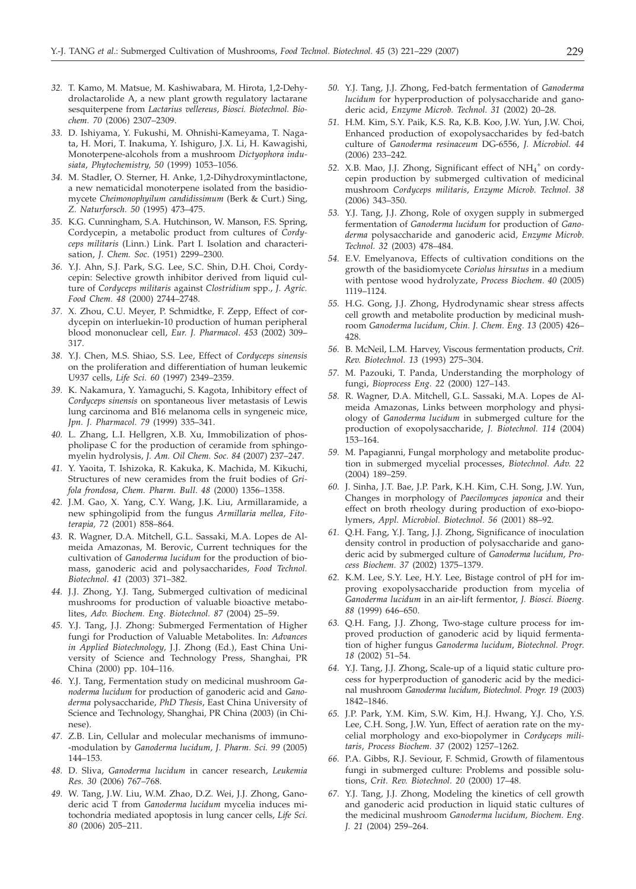32. T. Kamo, M. Matsue, M. Kashiwabara, M. Hirota, 1,2-Dehydrolactarolide A, a new plant growth regulatory lactarane sesquiterpene from *Lactarius vellereus*, *Biosci. Biotechnol. Biochem. 70* (2006) 2307–2309.

33. D. Ishiyama, Y. Fukushi, M. Ohnishi-Kameyama, T. Nagata, H. Mori, T. Inakuma, Y. Ishiguro, J.X. Li, H. Kawagishi, Monoterpene-alcohols from a mushroom *Dictyophora indusiata*, *Phytochemistry, 50* (1999) 1053–1056.

34. M. Stadler, O. Sterner, H. Anke, 1,2-Dihydroxymintlactone, a new nematicidal monoterpene isolated from the basidiomycete *Cheimonophyilum candidissimum* (Berk & Curt.) Sing, *Z. Naturforsch. 50* (1995) 473–475.

35. K.G. Cunningham, S.A. Hutchinson, W. Manson, F.S. Spring, Cordycepin, a metabolic product from cultures of *Cordyceps militaris* (Linn.) Link. Part I. Isolation and characterisation, *J. Chem. Soc*. (1951) 2299–2300.

36. Y.J. Ahn, S.J. Park, S.G. Lee, S.C. Shin, D.H. Choi, Cordycepin: Selective growth inhibitor derived from liquid culture of *Cordyceps militaris* against *Clostridium* spp., *J. Agric. Food Chem. 48* (2000) 2744–2748.

37. X. Zhou, C.U. Meyer, P. Schmidtke, F. Zepp, Effect of cordycepin on interleukin-10 production of human peripheral blood mononuclear cell, *Eur. J. Pharmacol. 453* (2002) 309–317.

38. Y.J. Chen, M.S. Shiao, S.S. Lee, Effect of *Cordyceps sinensis* on the proliferation and differentiation of human leukemic U937 cells, *Life Sci. 60* (1997) 2349–2359.

39. K. Nakamura, Y. Yamaguchi, S. Kagota, Inhibitory effect of *Cordyceps sinensis* on spontaneous liver metastasis of Lewis lung carcinoma and B16 melanoma cells in syngeneic mice, *Jpn. J. Pharmacol. 79* (1999) 335–341.

40. L. Zhang, L.I. Hellgren, X.B. Xu, Immobilization of phospholipase C for the production of ceramide from sphingomyelin hydrolysis, *J. Am. Oil Chem. Soc. 84* (2007) 237–247.

41. Y. Yaoita, T. Ishizoka, R. Kakuka, K. Machida, M. Kikuchi, Structures of new ceramides from the fruit bodies of *Grifola frondosa*, *Chem. Pharm. Bull. 48* (2000) 1356–1358.

42. J.M. Gao, X. Yang, C.Y. Wang, J.K. Liu, Armillaramide, a new sphingolipid from the fungus *Armillaria mellea*, *Fitoterapia, 72* (2001) 858–864.

43. R. Wagner, D.A. Mitchell, G.L. Sassaki, M.A. Lopes de Almeida Amazonas, M. Berovic, Current techniques for the cultivation of *Ganoderma lucidum* for the production of biomass, ganoderic acid and polysaccharides, *Food Technol. Biotechnol. 41* (2003) 371–382.

44. J.J. Zhong, Y.J. Tang, Submerged cultivation of medicinal mushrooms for production of valuable bioactive metabolites, *Adv. Biochem. Eng. Biotechnol. 87* (2004) 25–59.

45. Y.J. Tang, J.J. Zhong: Submerged Fermentation of Higher fungi for Production of Valuable Metabolites. In: *Advances in Applied Biotechnology*, J.J. Zhong (Ed.), East China University of Science and Technology Press, Shanghai, PR China (2000) pp. 104–116.

46. Y.J. Tang, Fermentation study on medicinal mushroom *Ganoderma lucidum* for production of ganoderic acid and *Ganoderma* polysaccharide, *PhD Thesis*, East China University of Science and Technology, Shanghai, PR China (2003) (in Chinese).

47. Z.B. Lin, Cellular and molecular mechanisms of immuno-modulation by *Ganoderma lucidum*, *J. Pharm. Sci. 99* (2005) 144–153.

48. D. Sliva, *Ganoderma lucidum* in cancer research, *Leukemia Res. 30* (2006) 767–768.

49. W. Tang, J.W. Liu, W.M. Zhao, D.Z. Wei, J.J. Zhong, Ganoderic acid T from *Ganoderma lucidum* mycelia induces mitochondria mediated apoptosis in lung cancer cells, *Life Sci. 80* (2006) 205–211.

50. Y.J. Tang, J.J. Zhong, Fed-batch fermentation of *Ganoderma lucidum* for hyperproduction of polysaccharide and ganoderic acid, *Enzyme Microb. Technol. 31* (2002) 20–28.

51. H.M. Kim, S.Y. Paik, K.S. Ra, K.B. Koo, J.W. Yun, J.W. Choi, Enhanced production of exopolysaccharides by fed-batch culture of *Ganoderma resinaceum* DG-6556, *J. Microbiol. 44* (2006) 233–242.

52. X.B. Mao, J.J. Zhong, Significant effect of $NH_4^+$ on cordycepin production by submerged cultivation of medicinal mushroom *Cordyceps militaris*, *Enzyme Microb. Technol. 38* (2006) 343–350.

53. Y.J. Tang, J.J. Zhong, Role of oxygen supply in submerged fermentation of *Ganoderma lucidum* for production of *Ganoderma* polysaccharide and ganoderic acid, *Enzyme Microb. Technol. 32* (2003) 478–484.

54. E.V. Emelyanova, Effects of cultivation conditions on the growth of the basidiomycete *Coriolus hirsutus* in a medium with pentose wood hydrolyzate, *Process Biochem. 40* (2005) 1119–1124.

55. H.G. Gong, J.J. Zhong, Hydrodynamic shear stress affects cell growth and metabolite production by medicinal mushroom *Ganoderma lucidum*, *Chin. J. Chem. Eng. 13* (2005) 426–428.

56. B. McNeil, L.M. Harvey, Viscous fermentation products, *Crit. Rev. Biotechnol. 13* (1993) 275–304.

57. M. Pazouki, T. Panda, Understanding the morphology of fungi, *Bioprocess Eng. 22* (2000) 127–143.

58. R. Wagner, D.A. Mitchell, G.L. Sassaki, M.A. Lopes de Almeida Amazonas, Links between morphology and physiology of *Ganoderma lucidum* in submerged culture for the production of exopolysaccharide, *J. Biotechnol. 114* (2004) 153–164.

59. M. Papagianni, Fungal morphology and metabolite production in submerged mycelial processes, *Biotechnol. Adv. 22* (2004) 189–259.

60. J. Sinha, J.T. Bae, J.P. Park, K.H. Kim, C.H. Song, J.W. Yun, Changes in morphology of *Paecilomyces japonica* and their effect on broth rheology during production of exo-biopolymers, *Appl. Microbiol. Biotechnol. 56* (2001) 88–92.

61. Q.H. Fang, Y.J. Tang, J.J. Zhong, Significance of inoculation density control in production of polysaccharide and ganoderic acid by submerged culture of *Ganoderma lucidum*, *Process Biochem. 37* (2002) 1375–1379.

62. K.M. Lee, S.Y. Lee, H.Y. Lee, Bistage control of pH for improving exopolysaccharide production from mycelia of *Ganoderma lucidum* in an air-lift fermentor, *J. Biosci. Bioeng. 88* (1999) 646–650.

63. Q.H. Fang, J.J. Zhong, Two-stage culture process for improved production of ganoderic acid by liquid fermentation of higher fungus *Ganoderma lucidum*, *Biotechnol. Progr. 18* (2002) 51–54.

64. Y.J. Tang, J.J. Zhong, Scale-up of a liquid static culture process for hyperproduction of ganoderic acid by the medicinal mushroom *Ganoderma lucidum*, *Biotechnol. Progr. 19* (2003) 1842–1846.

65. J.P. Park, Y.M. Kim, S.W. Kim, H.J. Hwang, Y.J. Cho, Y.S. Lee, C.H. Song, J.W. Yun, Effect of aeration rate on the mycelial morphology and exo-biopolymer in *Cordyceps militaris*, *Process Biochem. 37* (2002) 1257–1262.

66. P.A. Gibbs, R.J. Seviour, F. Schmid, Growth of filamentous fungi in submerged culture: Problems and possible solutions, *Crit. Rev. Biotechnol. 20* (2000) 17–48.

67. Y.J. Tang, J.J. Zhong, Modeling the kinetics of cell growth and ganoderic acid production in liquid static cultures of the medicinal mushroom *Ganoderma lucidum, Biochem. Eng. J. 21* (2004) 259–264.